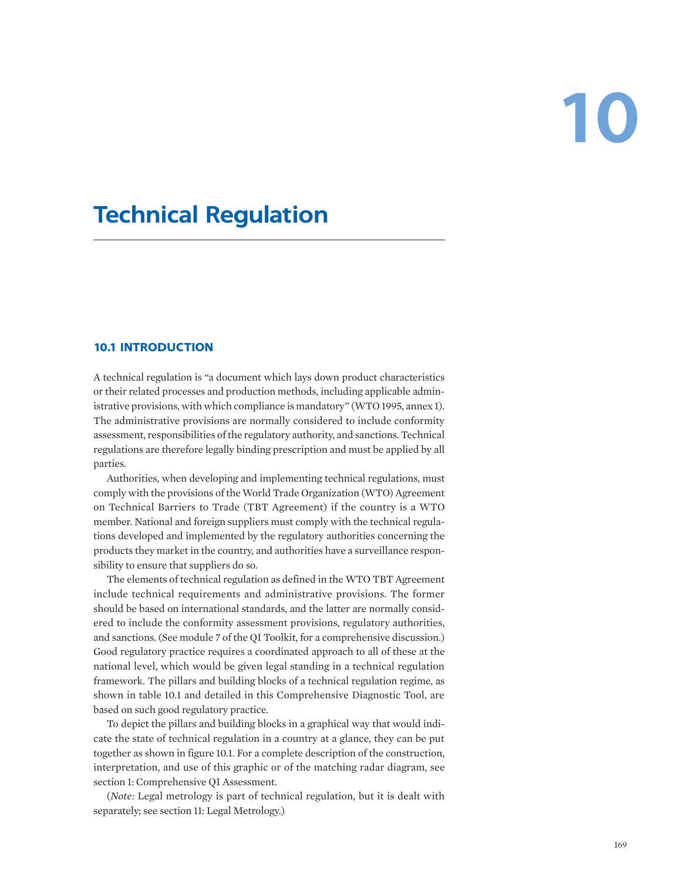# 10

# Technical Regulation

## 10.1 INTRODUCTION

A technical regulation is "a document which lays down product characteristics or their related processes and production methods, including applicable administrative provisions, with which compliance is mandatory" (WTO 1995, annex 1). The administrative provisions are normally considered to include conformity assessment, responsibilities of the regulatory authority, and sanctions. Technical regulations are therefore legally binding prescription and must be applied by all parties.

Authorities, when developing and implementing technical regulations, must comply with the provisions of the World Trade Organization (WTO) Agreement on Technical Barriers to Trade (TBT Agreement) if the country is a WTO member. National and foreign suppliers must comply with the technical regulations developed and implemented by the regulatory authorities concerning the products they market in the country, and authorities have a surveillance responsibility to ensure that suppliers do so.

The elements of technical regulation as defined in the WTO TBT Agreement include technical requirements and administrative provisions. The former should be based on international standards, and the latter are normally considered to include the conformity assessment provisions, regulatory authorities, and sanctions. (See module 7 of the QI Toolkit, for a comprehensive discussion.) Good regulatory practice requires a coordinated approach to all of these at the national level, which would be given legal standing in a technical regulation framework. The pillars and building blocks of a technical regulation regime, as shown in table 10.1 and detailed in this Comprehensive Diagnostic Tool, are based on such good regulatory practice.

To depict the pillars and building blocks in a graphical way that would indicate the state of technical regulation in a country at a glance, they can be put together as shown in figure 10.1. For a complete description of the construction, interpretation, and use of this graphic or of the matching radar diagram, see section 1: Comprehensive QI Assessment.

(*Note:* Legal metrology is part of technical regulation, but it is dealt with separately; see section 11: Legal Metrology.)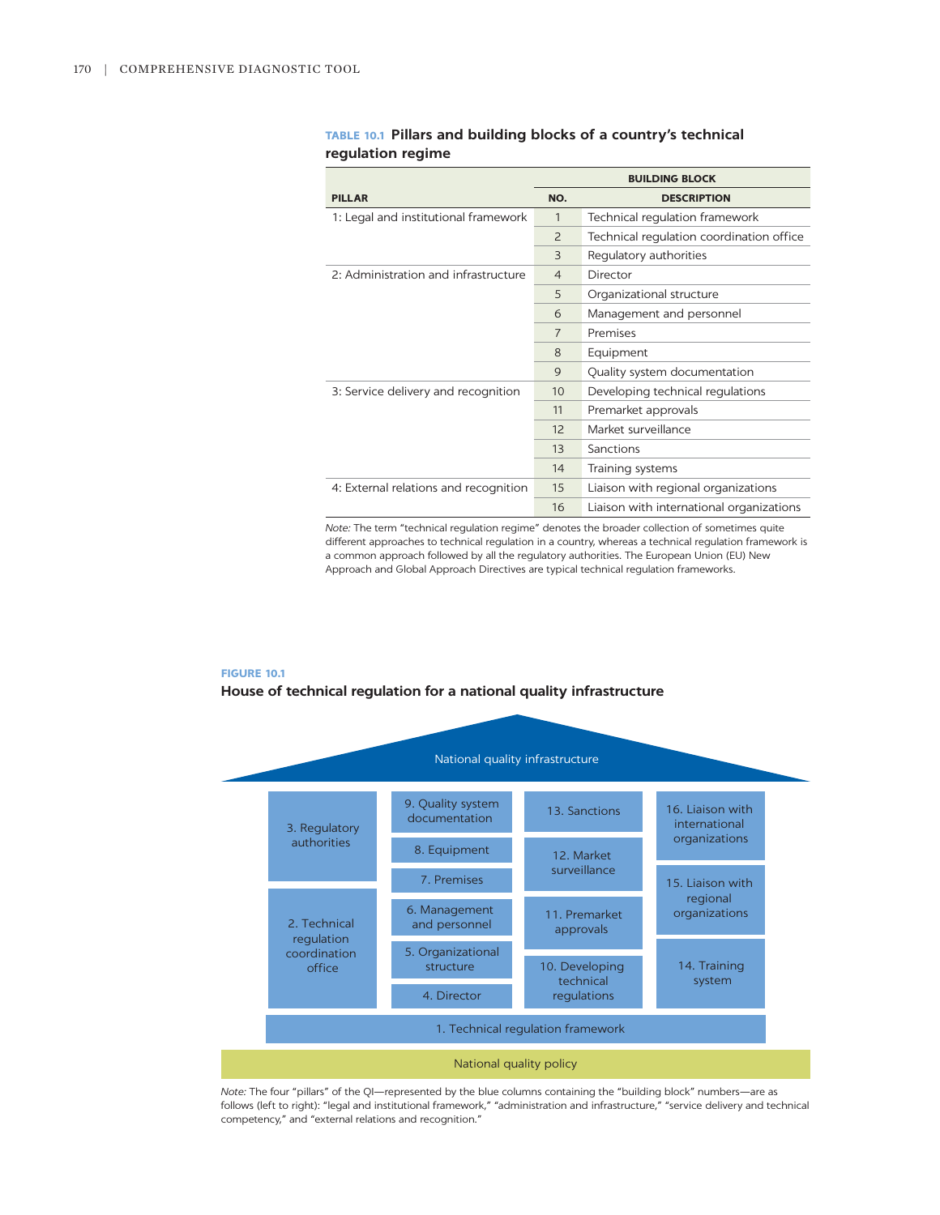**TABLE 10.1 Pillars and building blocks of a country's technical regulation regime**

| PILLAR | BUILDING BLOCK | |
|---|---|---|
| | NO. | DESCRIPTION |
| 1: Legal and institutional framework | 1 | Technical regulation framework |
| | 2 | Technical regulation coordination office |
| | 3 | Regulatory authorities |
| 2: Administration and infrastructure | 4 | Director |
| | 5 | Organizational structure |
| | 6 | Management and personnel |
| | 7 | Premises |
| | 8 | Equipment |
| | 9 | Quality system documentation |
| 3: Service delivery and recognition | 10 | Developing technical regulations |
| | 11 | Premarket approvals |
| | 12 | Market surveillance |
| | 13 | Sanctions |
| | 14 | Training systems |
| 4: External relations and recognition | 15 | Liaison with regional organizations |
| | 16 | Liaison with international organizations |

*Note:* The term "technical regulation regime" denotes the broader collection of sometimes quite different approaches to technical regulation in a country, whereas a technical regulation framework is a common approach followed by all the regulatory authorities. The European Union (EU) New Approach and Global Approach Directives are typical technical regulation frameworks.

**FIGURE 10.1**

**House of technical regulation for a national quality infrastructure**

National quality infrastructure

| | | | |
|---|---|---|---|
| 3. Regulatory authorities | 9. Quality system documentation | 13. Sanctions | 16. Liaison with international organizations |
| | 8. Equipment | 12. Market surveillance | |
| | 7. Premises | | 15. Liaison with regional organizations |
| 2. Technical regulation coordination office | 6. Management and personnel | 11. Premarket approvals | |
| | 5. Organizational structure | 10. Developing technical regulations | 14. Training system |
| | 4. Director | | |

1. Technical regulation framework

National quality policy

*Note:* The four "pillars" of the QI—represented by the blue columns containing the "building block" numbers—are as follows (left to right): "legal and institutional framework," "administration and infrastructure," "service delivery and technical competency," and "external relations and recognition."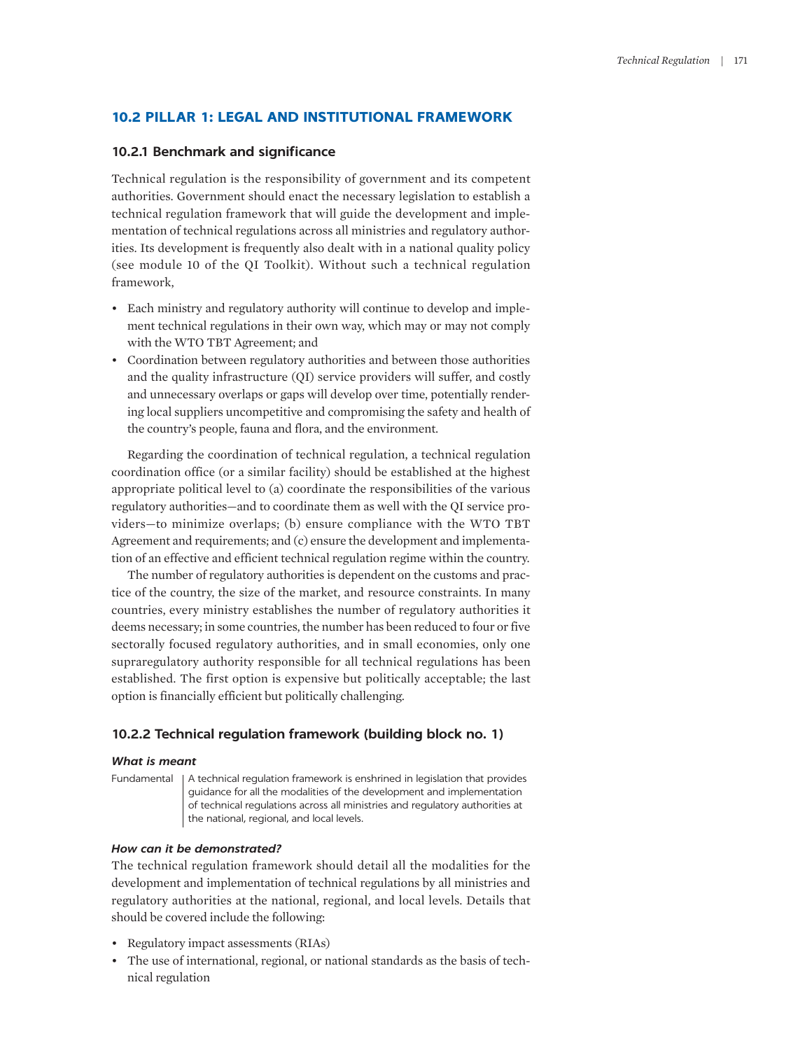## 10.2 PILLAR 1: LEGAL AND INSTITUTIONAL FRAMEWORK

### 10.2.1 Benchmark and significance

Technical regulation is the responsibility of government and its competent authorities. Government should enact the necessary legislation to establish a technical regulation framework that will guide the development and implementation of technical regulations across all ministries and regulatory authorities. Its development is frequently also dealt with in a national quality policy (see module 10 of the QI Toolkit). Without such a technical regulation framework,

- Each ministry and regulatory authority will continue to develop and implement technical regulations in their own way, which may or may not comply with the WTO TBT Agreement; and
- Coordination between regulatory authorities and between those authorities and the quality infrastructure (QI) service providers will suffer, and costly and unnecessary overlaps or gaps will develop over time, potentially rendering local suppliers uncompetitive and compromising the safety and health of the country's people, fauna and flora, and the environment.

Regarding the coordination of technical regulation, a technical regulation coordination office (or a similar facility) should be established at the highest appropriate political level to (a) coordinate the responsibilities of the various regulatory authorities—and to coordinate them as well with the QI service providers—to minimize overlaps; (b) ensure compliance with the WTO TBT Agreement and requirements; and (c) ensure the development and implementation of an effective and efficient technical regulation regime within the country.

The number of regulatory authorities is dependent on the customs and practice of the country, the size of the market, and resource constraints. In many countries, every ministry establishes the number of regulatory authorities it deems necessary; in some countries, the number has been reduced to four or five sectorally focused regulatory authorities, and in small economies, only one supraregulatory authority responsible for all technical regulations has been established. The first option is expensive but politically acceptable; the last option is financially efficient but politically challenging.

### 10.2.2 Technical regulation framework (building block no. 1)

#### *What is meant*

| Fundamental | A technical regulation framework is enshrined in legislation that provides guidance for all the modalities of the development and implementation of technical regulations across all ministries and regulatory authorities at the national, regional, and local levels. |
|---|---|

#### *How can it be demonstrated?*

The technical regulation framework should detail all the modalities for the development and implementation of technical regulations by all ministries and regulatory authorities at the national, regional, and local levels. Details that should be covered include the following:

- Regulatory impact assessments (RIAs)
- The use of international, regional, or national standards as the basis of technical regulation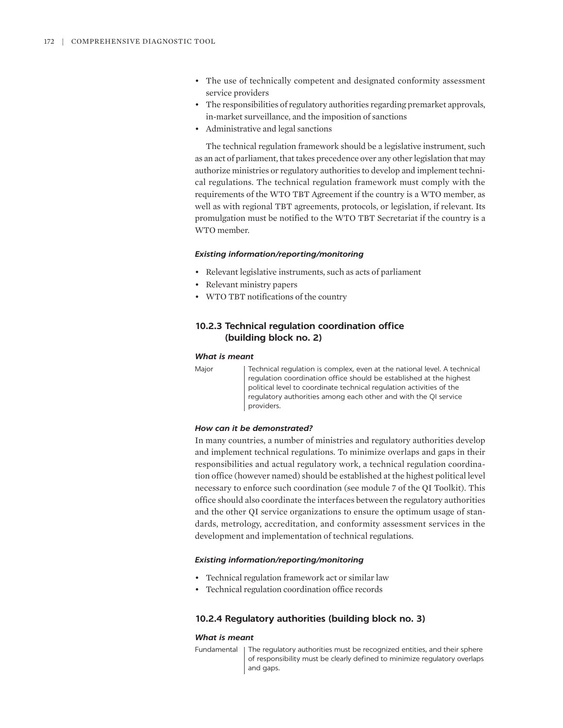- The use of technically competent and designated conformity assessment service providers
- The responsibilities of regulatory authorities regarding premarket approvals, in-market surveillance, and the imposition of sanctions
- Administrative and legal sanctions

The technical regulation framework should be a legislative instrument, such as an act of parliament, that takes precedence over any other legislation that may authorize ministries or regulatory authorities to develop and implement technical regulations. The technical regulation framework must comply with the requirements of the WTO TBT Agreement if the country is a WTO member, as well as with regional TBT agreements, protocols, or legislation, if relevant. Its promulgation must be notified to the WTO TBT Secretariat if the country is a WTO member.

#### *Existing information/reporting/monitoring*

- Relevant legislative instruments, such as acts of parliament
- Relevant ministry papers
- WTO TBT notifications of the country

### 10.2.3 Technical regulation coordination office (building block no. 2)

#### *What is meant*

| | |
|---|---|
| Major | Technical regulation is complex, even at the national level. A technical regulation coordination office should be established at the highest political level to coordinate technical regulation activities of the regulatory authorities among each other and with the QI service providers. |

#### *How can it be demonstrated?*

In many countries, a number of ministries and regulatory authorities develop and implement technical regulations. To minimize overlaps and gaps in their responsibilities and actual regulatory work, a technical regulation coordination office (however named) should be established at the highest political level necessary to enforce such coordination (see module 7 of the QI Toolkit). This office should also coordinate the interfaces between the regulatory authorities and the other QI service organizations to ensure the optimum usage of standards, metrology, accreditation, and conformity assessment services in the development and implementation of technical regulations.

#### *Existing information/reporting/monitoring*

- Technical regulation framework act or similar law
- Technical regulation coordination office records

### 10.2.4 Regulatory authorities (building block no. 3)

#### *What is meant*

| | |
|---|---|
| Fundamental | The regulatory authorities must be recognized entities, and their sphere of responsibility must be clearly defined to minimize regulatory overlaps and gaps. |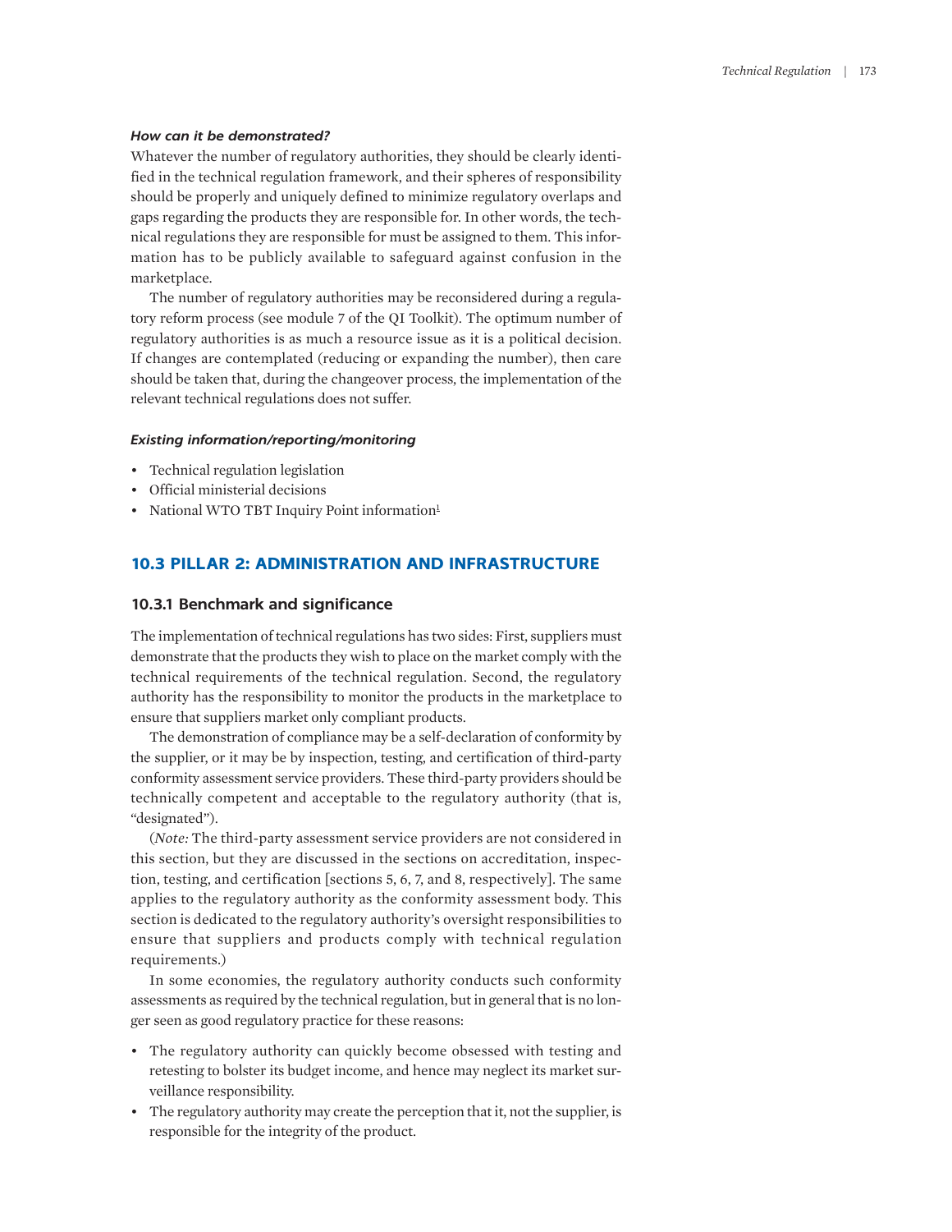#### *How can it be demonstrated?*

Whatever the number of regulatory authorities, they should be clearly identified in the technical regulation framework, and their spheres of responsibility should be properly and uniquely defined to minimize regulatory overlaps and gaps regarding the products they are responsible for. In other words, the technical regulations they are responsible for must be assigned to them. This information has to be publicly available to safeguard against confusion in the marketplace.

The number of regulatory authorities may be reconsidered during a regulatory reform process (see module 7 of the QI Toolkit). The optimum number of regulatory authorities is as much a resource issue as it is a political decision. If changes are contemplated (reducing or expanding the number), then care should be taken that, during the changeover process, the implementation of the relevant technical regulations does not suffer.

#### *Existing information/reporting/monitoring*

- Technical regulation legislation
- Official ministerial decisions
- National WTO TBT Inquiry Point information[1]

## 10.3 PILLAR 2: ADMINISTRATION AND INFRASTRUCTURE

### 10.3.1 Benchmark and significance

The implementation of technical regulations has two sides: First, suppliers must demonstrate that the products they wish to place on the market comply with the technical requirements of the technical regulation. Second, the regulatory authority has the responsibility to monitor the products in the marketplace to ensure that suppliers market only compliant products.

The demonstration of compliance may be a self-declaration of conformity by the supplier, or it may be by inspection, testing, and certification of third-party conformity assessment service providers. These third-party providers should be technically competent and acceptable to the regulatory authority (that is, "designated").

(*Note:* The third-party assessment service providers are not considered in this section, but they are discussed in the sections on accreditation, inspection, testing, and certification [sections 5, 6, 7, and 8, respectively]. The same applies to the regulatory authority as the conformity assessment body. This section is dedicated to the regulatory authority's oversight responsibilities to ensure that suppliers and products comply with technical regulation requirements.)

In some economies, the regulatory authority conducts such conformity assessments as required by the technical regulation, but in general that is no longer seen as good regulatory practice for these reasons:

- The regulatory authority can quickly become obsessed with testing and retesting to bolster its budget income, and hence may neglect its market surveillance responsibility.
- The regulatory authority may create the perception that it, not the supplier, is responsible for the integrity of the product.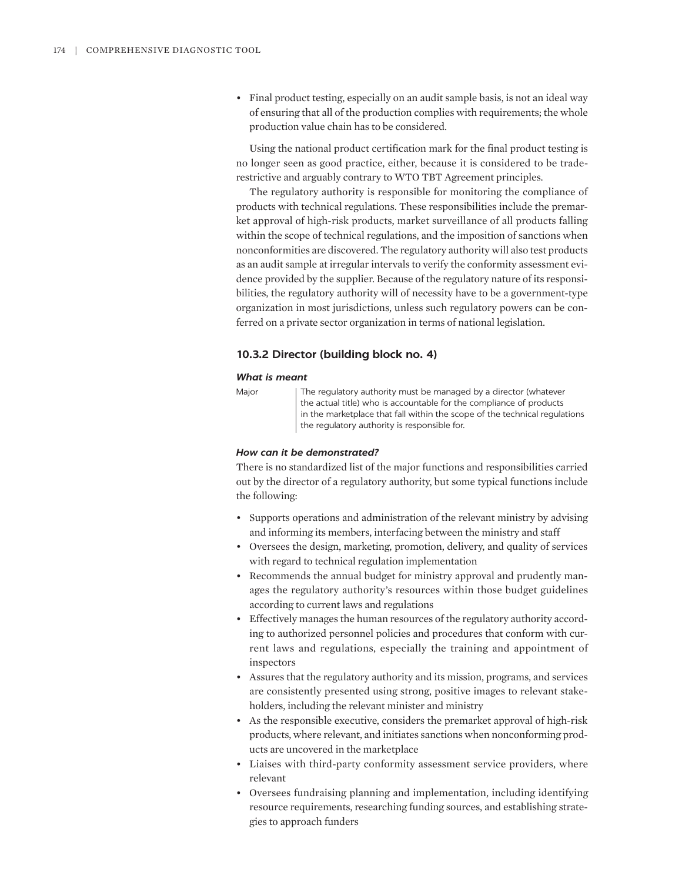- Final product testing, especially on an audit sample basis, is not an ideal way of ensuring that all of the production complies with requirements; the whole production value chain has to be considered.

Using the national product certification mark for the final product testing is no longer seen as good practice, either, because it is considered to be trade-restrictive and arguably contrary to WTO TBT Agreement principles.

The regulatory authority is responsible for monitoring the compliance of products with technical regulations. These responsibilities include the premarket approval of high-risk products, market surveillance of all products falling within the scope of technical regulations, and the imposition of sanctions when nonconformities are discovered. The regulatory authority will also test products as an audit sample at irregular intervals to verify the conformity assessment evidence provided by the supplier. Because of the regulatory nature of its responsibilities, the regulatory authority will of necessity have to be a government-type organization in most jurisdictions, unless such regulatory powers can be conferred on a private sector organization in terms of national legislation.

### 10.3.2 Director (building block no. 4)

#### *What is meant*

| | |
|---|---|
| Major | The regulatory authority must be managed by a director (whatever the actual title) who is accountable for the compliance of products in the marketplace that fall within the scope of the technical regulations the regulatory authority is responsible for. |

#### *How can it be demonstrated?*

There is no standardized list of the major functions and responsibilities carried out by the director of a regulatory authority, but some typical functions include the following:

- Supports operations and administration of the relevant ministry by advising and informing its members, interfacing between the ministry and staff
- Oversees the design, marketing, promotion, delivery, and quality of services with regard to technical regulation implementation
- Recommends the annual budget for ministry approval and prudently manages the regulatory authority's resources within those budget guidelines according to current laws and regulations
- Effectively manages the human resources of the regulatory authority according to authorized personnel policies and procedures that conform with current laws and regulations, especially the training and appointment of inspectors
- Assures that the regulatory authority and its mission, programs, and services are consistently presented using strong, positive images to relevant stakeholders, including the relevant minister and ministry
- As the responsible executive, considers the premarket approval of high-risk products, where relevant, and initiates sanctions when nonconforming products are uncovered in the marketplace
- Liaises with third-party conformity assessment service providers, where relevant
- Oversees fundraising planning and implementation, including identifying resource requirements, researching funding sources, and establishing strategies to approach funders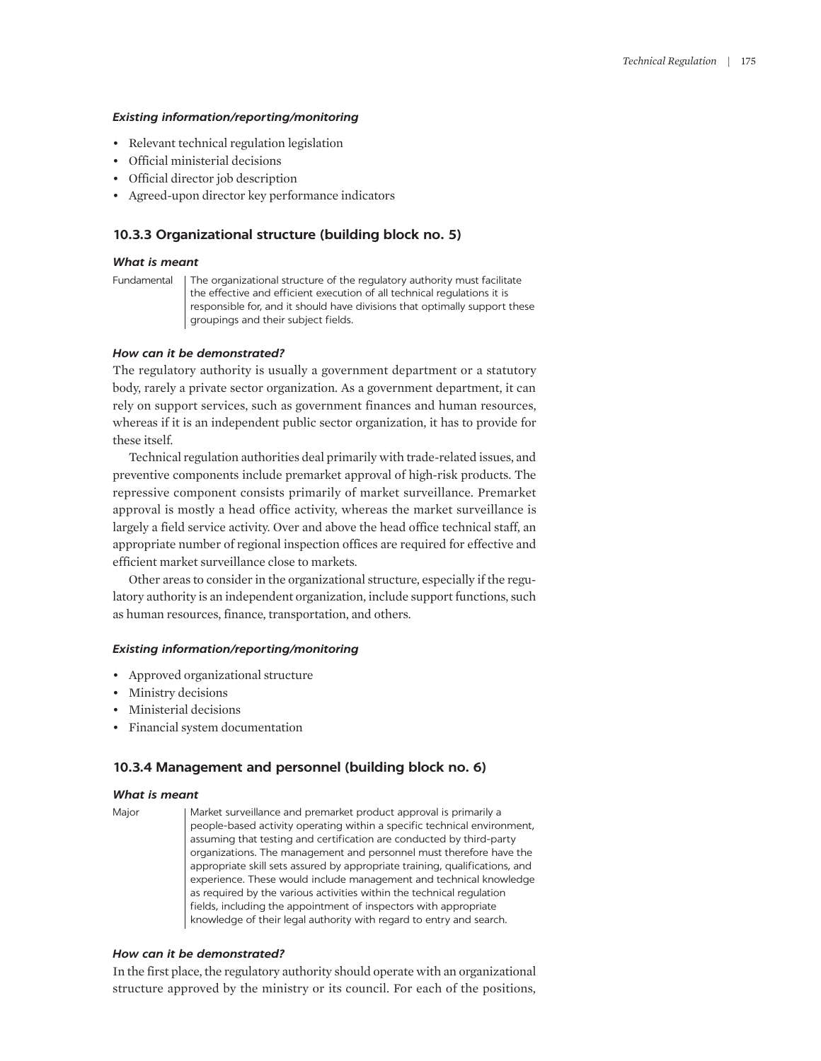#### *Existing information/reporting/monitoring*

- Relevant technical regulation legislation
- Official ministerial decisions
- Official director job description
- Agreed-upon director key performance indicators

### 10.3.3 Organizational structure (building block no. 5)

#### *What is meant*

| | |
|---|---|
| Fundamental | The organizational structure of the regulatory authority must facilitate the effective and efficient execution of all technical regulations it is responsible for, and it should have divisions that optimally support these groupings and their subject fields. |

#### *How can it be demonstrated?*

The regulatory authority is usually a government department or a statutory body, rarely a private sector organization. As a government department, it can rely on support services, such as government finances and human resources, whereas if it is an independent public sector organization, it has to provide for these itself.

Technical regulation authorities deal primarily with trade-related issues, and preventive components include premarket approval of high-risk products. The repressive component consists primarily of market surveillance. Premarket approval is mostly a head office activity, whereas the market surveillance is largely a field service activity. Over and above the head office technical staff, an appropriate number of regional inspection offices are required for effective and efficient market surveillance close to markets.

Other areas to consider in the organizational structure, especially if the regulatory authority is an independent organization, include support functions, such as human resources, finance, transportation, and others.

#### *Existing information/reporting/monitoring*

- Approved organizational structure
- Ministry decisions
- Ministerial decisions
- Financial system documentation

### 10.3.4 Management and personnel (building block no. 6)

#### *What is meant*

| | |
|---|---|
| Major | Market surveillance and premarket product approval is primarily a people-based activity operating within a specific technical environment, assuming that testing and certification are conducted by third-party organizations. The management and personnel must therefore have the appropriate skill sets assured by appropriate training, qualifications, and experience. These would include management and technical knowledge as required by the various activities within the technical regulation fields, including the appointment of inspectors with appropriate knowledge of their legal authority with regard to entry and search. |

#### *How can it be demonstrated?*

In the first place, the regulatory authority should operate with an organizational structure approved by the ministry or its council. For each of the positions,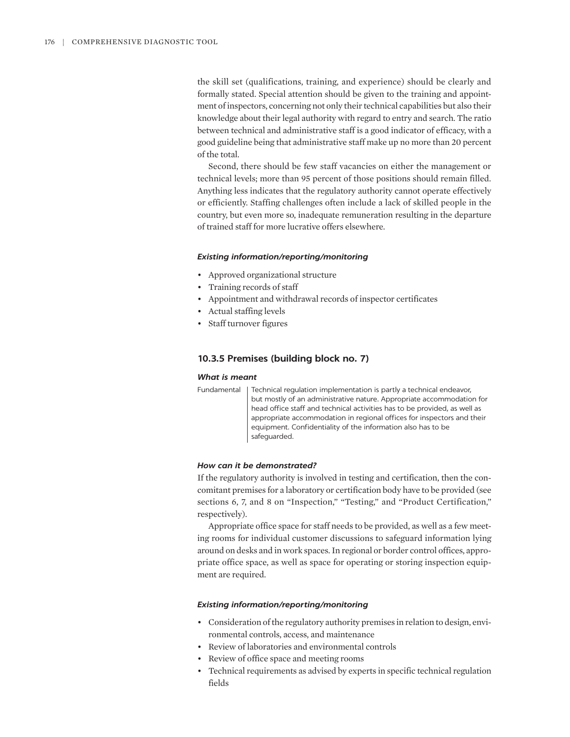the skill set (qualifications, training, and experience) should be clearly and formally stated. Special attention should be given to the training and appointment of inspectors, concerning not only their technical capabilities but also their knowledge about their legal authority with regard to entry and search. The ratio between technical and administrative staff is a good indicator of efficacy, with a good guideline being that administrative staff make up no more than 20 percent of the total.

Second, there should be few staff vacancies on either the management or technical levels; more than 95 percent of those positions should remain filled. Anything less indicates that the regulatory authority cannot operate effectively or efficiently. Staffing challenges often include a lack of skilled people in the country, but even more so, inadequate remuneration resulting in the departure of trained staff for more lucrative offers elsewhere.

#### *Existing information/reporting/monitoring*

- Approved organizational structure
- Training records of staff
- Appointment and withdrawal records of inspector certificates
- Actual staffing levels
- Staff turnover figures

### 10.3.5 Premises (building block no. 7)

#### *What is meant*

| Fundamental | Technical regulation implementation is partly a technical endeavor, but mostly of an administrative nature. Appropriate accommodation for head office staff and technical activities has to be provided, as well as appropriate accommodation in regional offices for inspectors and their equipment. Confidentiality of the information also has to be safeguarded. |
|---|---|

#### *How can it be demonstrated?*

If the regulatory authority is involved in testing and certification, then the concomitant premises for a laboratory or certification body have to be provided (see sections 6, 7, and 8 on "Inspection," "Testing," and "Product Certification," respectively).

Appropriate office space for staff needs to be provided, as well as a few meeting rooms for individual customer discussions to safeguard information lying around on desks and in work spaces. In regional or border control offices, appropriate office space, as well as space for operating or storing inspection equipment are required.

#### *Existing information/reporting/monitoring*

- Consideration of the regulatory authority premises in relation to design, environmental controls, access, and maintenance
- Review of laboratories and environmental controls
- Review of office space and meeting rooms
- Technical requirements as advised by experts in specific technical regulation fields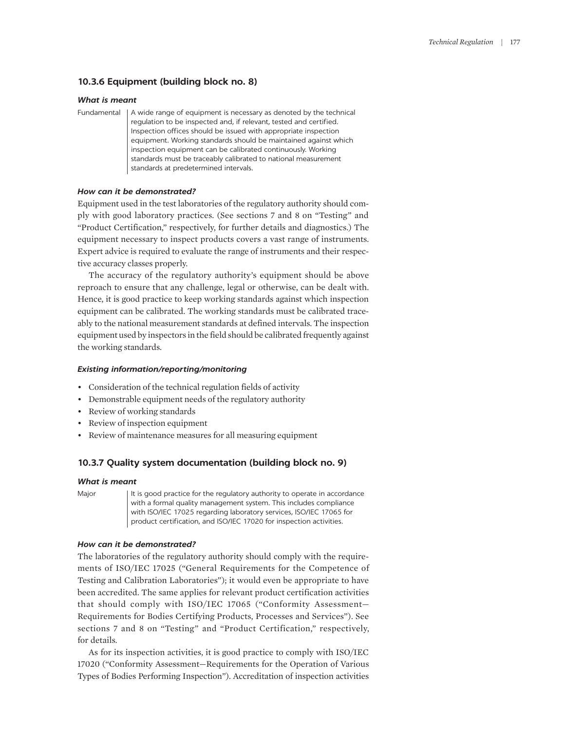### 10.3.6 Equipment (building block no. 8)

#### *What is meant*

| | |
|---|---|
| Fundamental | A wide range of equipment is necessary as denoted by the technical regulation to be inspected and, if relevant, tested and certified. Inspection offices should be issued with appropriate inspection equipment. Working standards should be maintained against which inspection equipment can be calibrated continuously. Working standards must be traceably calibrated to national measurement standards at predetermined intervals. |

#### *How can it be demonstrated?*

Equipment used in the test laboratories of the regulatory authority should comply with good laboratory practices. (See sections 7 and 8 on "Testing" and "Product Certification," respectively, for further details and diagnostics.) The equipment necessary to inspect products covers a vast range of instruments. Expert advice is required to evaluate the range of instruments and their respective accuracy classes properly.

The accuracy of the regulatory authority's equipment should be above reproach to ensure that any challenge, legal or otherwise, can be dealt with. Hence, it is good practice to keep working standards against which inspection equipment can be calibrated. The working standards must be calibrated traceably to the national measurement standards at defined intervals. The inspection equipment used by inspectors in the field should be calibrated frequently against the working standards.

#### *Existing information/reporting/monitoring*

- Consideration of the technical regulation fields of activity
- Demonstrable equipment needs of the regulatory authority
- Review of working standards
- Review of inspection equipment
- Review of maintenance measures for all measuring equipment

### 10.3.7 Quality system documentation (building block no. 9)

#### *What is meant*

| | |
|---|---|
| Major | It is good practice for the regulatory authority to operate in accordance with a formal quality management system. This includes compliance with ISO/IEC 17025 regarding laboratory services, ISO/IEC 17065 for product certification, and ISO/IEC 17020 for inspection activities. |

#### *How can it be demonstrated?*

The laboratories of the regulatory authority should comply with the requirements of ISO/IEC 17025 ("General Requirements for the Competence of Testing and Calibration Laboratories"); it would even be appropriate to have been accredited. The same applies for relevant product certification activities that should comply with ISO/IEC 17065 ("Conformity Assessment—Requirements for Bodies Certifying Products, Processes and Services"). See sections 7 and 8 on "Testing" and "Product Certification," respectively, for details.

As for its inspection activities, it is good practice to comply with ISO/IEC 17020 ("Conformity Assessment—Requirements for the Operation of Various Types of Bodies Performing Inspection"). Accreditation of inspection activities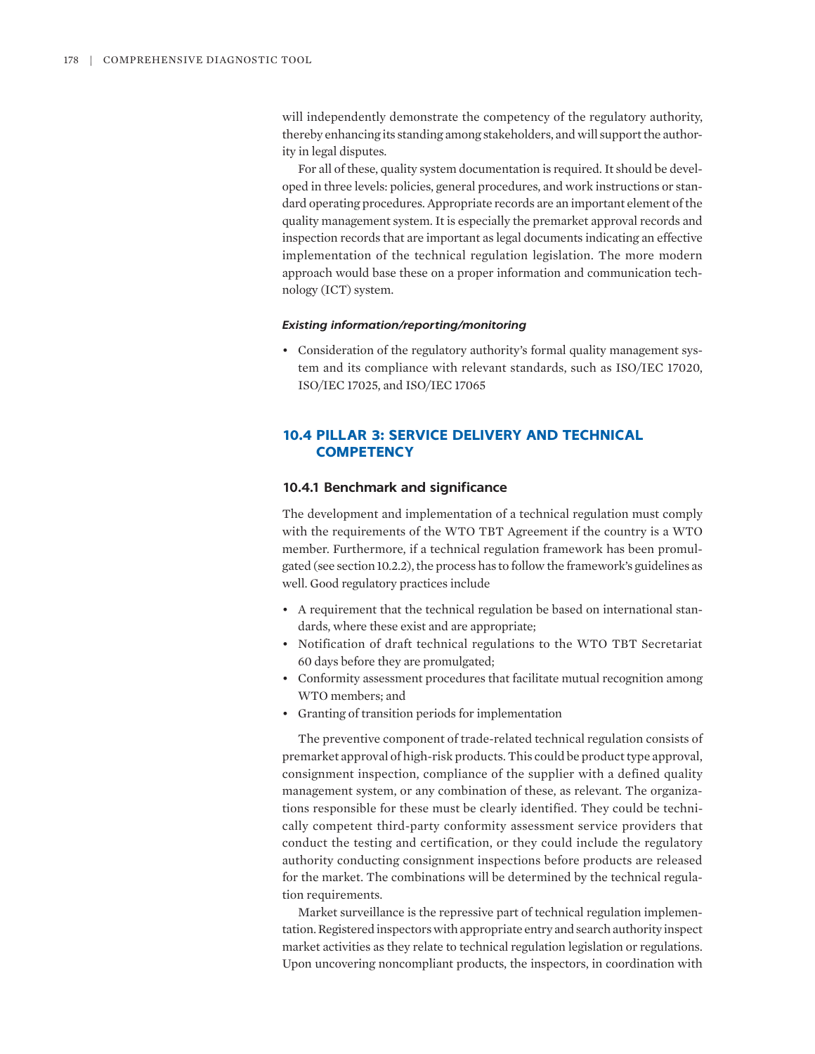will independently demonstrate the competency of the regulatory authority, thereby enhancing its standing among stakeholders, and will support the authority in legal disputes.

For all of these, quality system documentation is required. It should be developed in three levels: policies, general procedures, and work instructions or standard operating procedures. Appropriate records are an important element of the quality management system. It is especially the premarket approval records and inspection records that are important as legal documents indicating an effective implementation of the technical regulation legislation. The more modern approach would base these on a proper information and communication technology (ICT) system.

#### *Existing information/reporting/monitoring*

- Consideration of the regulatory authority's formal quality management system and its compliance with relevant standards, such as ISO/IEC 17020, ISO/IEC 17025, and ISO/IEC 17065

## 10.4 PILLAR 3: SERVICE DELIVERY AND TECHNICAL COMPETENCY

### 10.4.1 Benchmark and significance

The development and implementation of a technical regulation must comply with the requirements of the WTO TBT Agreement if the country is a WTO member. Furthermore, if a technical regulation framework has been promulgated (see section 10.2.2), the process has to follow the framework's guidelines as well. Good regulatory practices include

- A requirement that the technical regulation be based on international standards, where these exist and are appropriate;
- Notification of draft technical regulations to the WTO TBT Secretariat 60 days before they are promulgated;
- Conformity assessment procedures that facilitate mutual recognition among WTO members; and
- Granting of transition periods for implementation

The preventive component of trade-related technical regulation consists of premarket approval of high-risk products. This could be product type approval, consignment inspection, compliance of the supplier with a defined quality management system, or any combination of these, as relevant. The organizations responsible for these must be clearly identified. They could be technically competent third-party conformity assessment service providers that conduct the testing and certification, or they could include the regulatory authority conducting consignment inspections before products are released for the market. The combinations will be determined by the technical regulation requirements.

Market surveillance is the repressive part of technical regulation implementation. Registered inspectors with appropriate entry and search authority inspect market activities as they relate to technical regulation legislation or regulations. Upon uncovering noncompliant products, the inspectors, in coordination with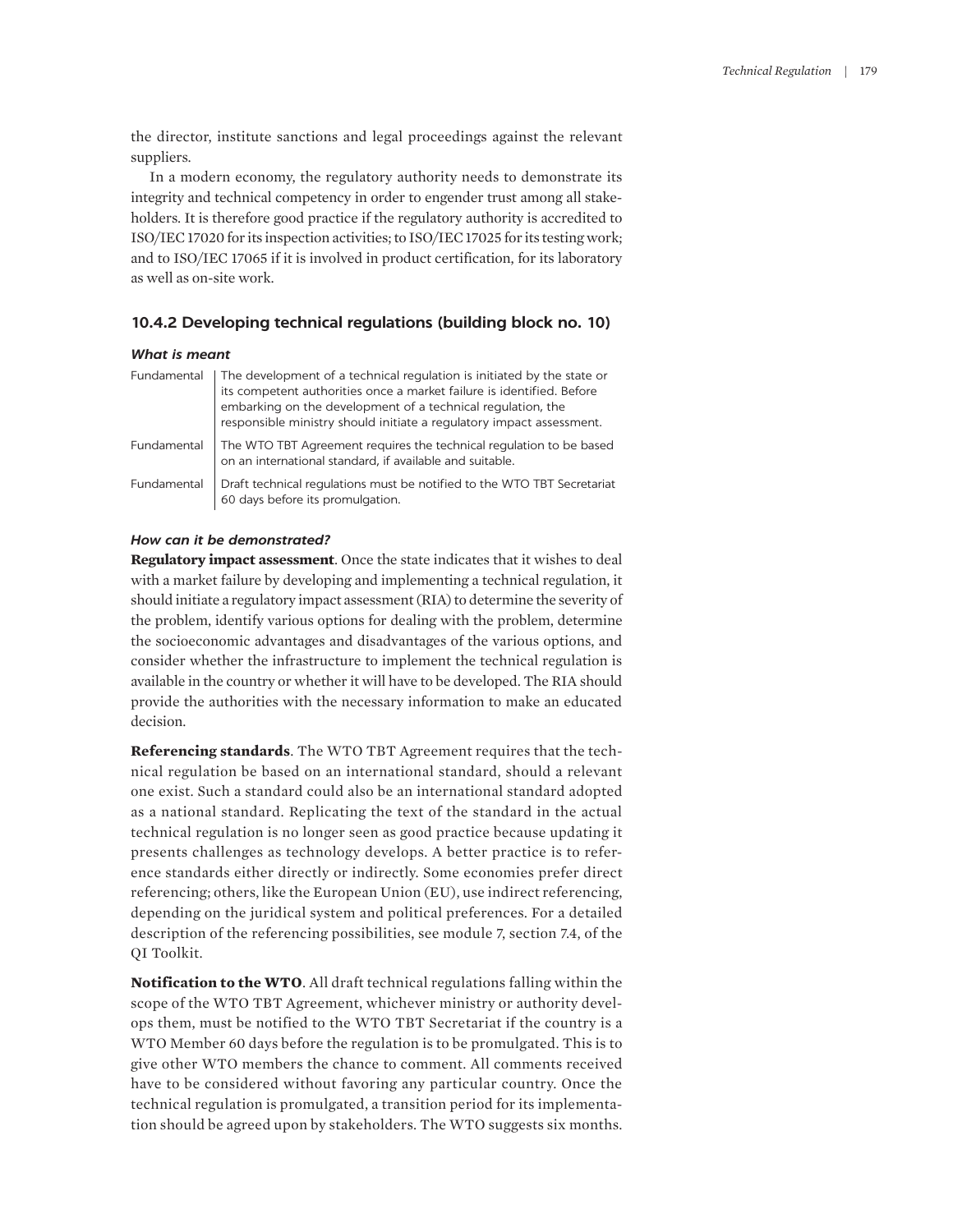the director, institute sanctions and legal proceedings against the relevant suppliers.

In a modern economy, the regulatory authority needs to demonstrate its integrity and technical competency in order to engender trust among all stakeholders. It is therefore good practice if the regulatory authority is accredited to ISO/IEC 17020 for its inspection activities; to ISO/IEC 17025 for its testing work; and to ISO/IEC 17065 if it is involved in product certification, for its laboratory as well as on-site work.

### 10.4.2 Developing technical regulations (building block no. 10)

#### *What is meant*

| | |
|---|---|
| Fundamental | The development of a technical regulation is initiated by the state or its competent authorities once a market failure is identified. Before embarking on the development of a technical regulation, the responsible ministry should initiate a regulatory impact assessment. |
| Fundamental | The WTO TBT Agreement requires the technical regulation to be based on an international standard, if available and suitable. |
| Fundamental | Draft technical regulations must be notified to the WTO TBT Secretariat 60 days before its promulgation. |

#### *How can it be demonstrated?*

**Regulatory impact assessment**. Once the state indicates that it wishes to deal with a market failure by developing and implementing a technical regulation, it should initiate a regulatory impact assessment (RIA) to determine the severity of the problem, identify various options for dealing with the problem, determine the socioeconomic advantages and disadvantages of the various options, and consider whether the infrastructure to implement the technical regulation is available in the country or whether it will have to be developed. The RIA should provide the authorities with the necessary information to make an educated decision.

**Referencing standards**. The WTO TBT Agreement requires that the technical regulation be based on an international standard, should a relevant one exist. Such a standard could also be an international standard adopted as a national standard. Replicating the text of the standard in the actual technical regulation is no longer seen as good practice because updating it presents challenges as technology develops. A better practice is to reference standards either directly or indirectly. Some economies prefer direct referencing; others, like the European Union (EU), use indirect referencing, depending on the juridical system and political preferences. For a detailed description of the referencing possibilities, see module 7, section 7.4, of the QI Toolkit.

**Notification to the WTO**. All draft technical regulations falling within the scope of the WTO TBT Agreement, whichever ministry or authority develops them, must be notified to the WTO TBT Secretariat if the country is a WTO Member 60 days before the regulation is to be promulgated. This is to give other WTO members the chance to comment. All comments received have to be considered without favoring any particular country. Once the technical regulation is promulgated, a transition period for its implementation should be agreed upon by stakeholders. The WTO suggests six months.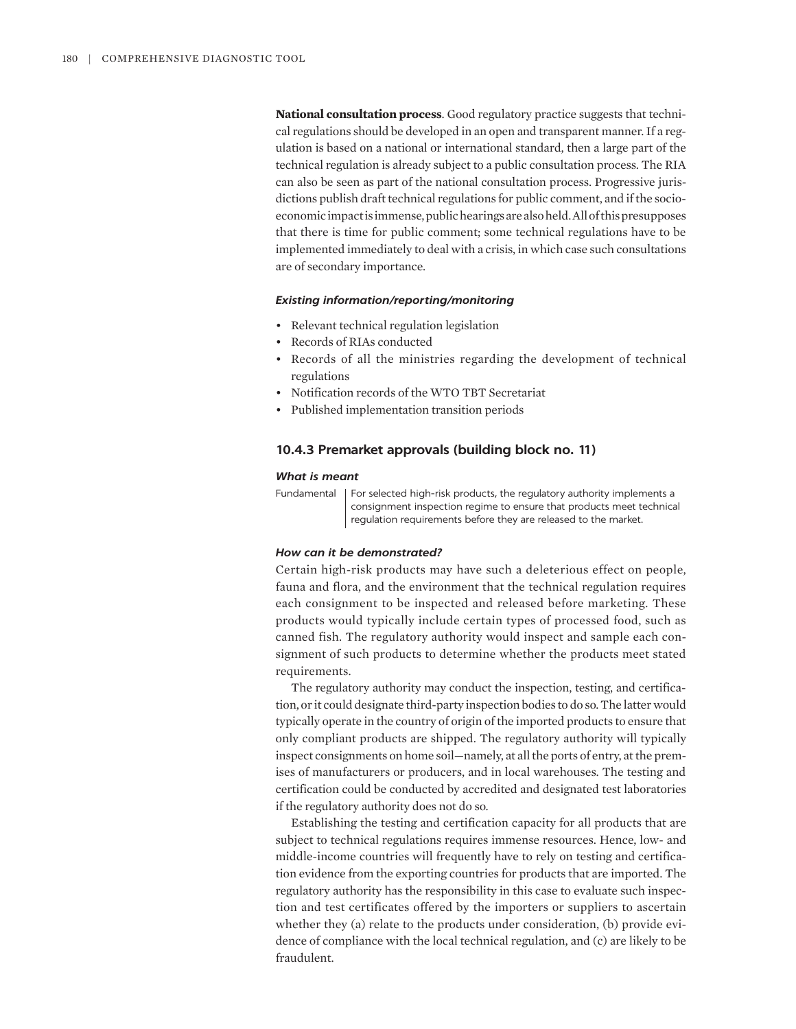**National consultation process**. Good regulatory practice suggests that technical regulations should be developed in an open and transparent manner. If a regulation is based on a national or international standard, then a large part of the technical regulation is already subject to a public consultation process. The RIA can also be seen as part of the national consultation process. Progressive jurisdictions publish draft technical regulations for public comment, and if the socioeconomic impact is immense, public hearings are also held. All of this presupposes that there is time for public comment; some technical regulations have to be implemented immediately to deal with a crisis, in which case such consultations are of secondary importance.

#### *Existing information/reporting/monitoring*

- Relevant technical regulation legislation
- Records of RIAs conducted
- Records of all the ministries regarding the development of technical regulations
- Notification records of the WTO TBT Secretariat
- Published implementation transition periods

### 10.4.3 Premarket approvals (building block no. 11)

#### *What is meant*

| Fundamental | For selected high-risk products, the regulatory authority implements a consignment inspection regime to ensure that products meet technical regulation requirements before they are released to the market. |
|---|---|

#### *How can it be demonstrated?*

Certain high-risk products may have such a deleterious effect on people, fauna and flora, and the environment that the technical regulation requires each consignment to be inspected and released before marketing. These products would typically include certain types of processed food, such as canned fish. The regulatory authority would inspect and sample each consignment of such products to determine whether the products meet stated requirements.

The regulatory authority may conduct the inspection, testing, and certification, or it could designate third-party inspection bodies to do so. The latter would typically operate in the country of origin of the imported products to ensure that only compliant products are shipped. The regulatory authority will typically inspect consignments on home soil—namely, at all the ports of entry, at the premises of manufacturers or producers, and in local warehouses. The testing and certification could be conducted by accredited and designated test laboratories if the regulatory authority does not do so.

Establishing the testing and certification capacity for all products that are subject to technical regulations requires immense resources. Hence, low- and middle-income countries will frequently have to rely on testing and certification evidence from the exporting countries for products that are imported. The regulatory authority has the responsibility in this case to evaluate such inspection and test certificates offered by the importers or suppliers to ascertain whether they (a) relate to the products under consideration, (b) provide evidence of compliance with the local technical regulation, and (c) are likely to be fraudulent.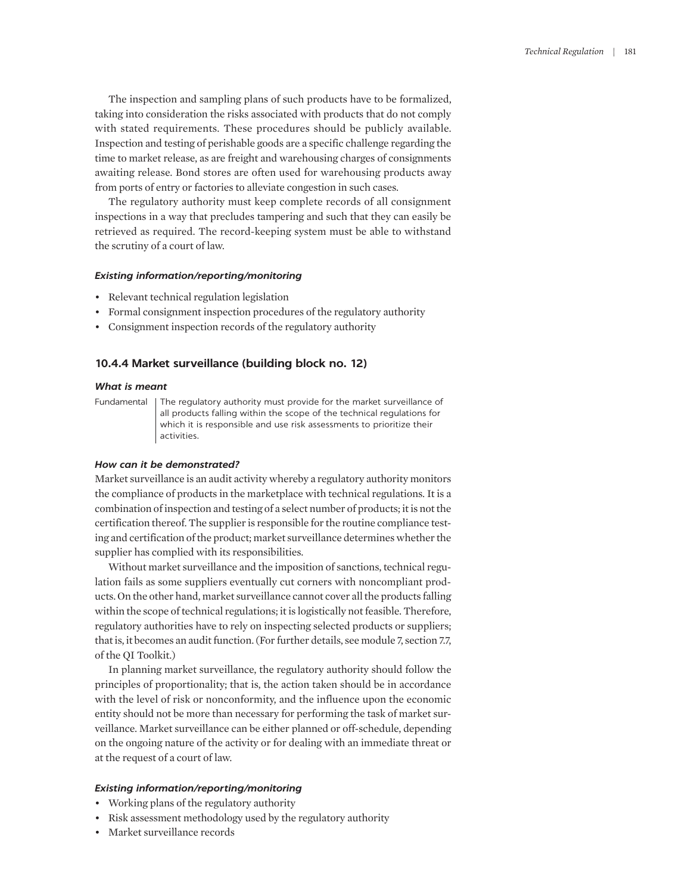The inspection and sampling plans of such products have to be formalized, taking into consideration the risks associated with products that do not comply with stated requirements. These procedures should be publicly available. Inspection and testing of perishable goods are a specific challenge regarding the time to market release, as are freight and warehousing charges of consignments awaiting release. Bond stores are often used for warehousing products away from ports of entry or factories to alleviate congestion in such cases.

The regulatory authority must keep complete records of all consignment inspections in a way that precludes tampering and such that they can easily be retrieved as required. The record-keeping system must be able to withstand the scrutiny of a court of law.

#### *Existing information/reporting/monitoring*

- Relevant technical regulation legislation
- Formal consignment inspection procedures of the regulatory authority
- Consignment inspection records of the regulatory authority

### 10.4.4 Market surveillance (building block no. 12)

#### *What is meant*

Fundamental | The regulatory authority must provide for the market surveillance of all products falling within the scope of the technical regulations for which it is responsible and use risk assessments to prioritize their activities.

#### *How can it be demonstrated?*

Market surveillance is an audit activity whereby a regulatory authority monitors the compliance of products in the marketplace with technical regulations. It is a combination of inspection and testing of a select number of products; it is not the certification thereof. The supplier is responsible for the routine compliance testing and certification of the product; market surveillance determines whether the supplier has complied with its responsibilities.

Without market surveillance and the imposition of sanctions, technical regulation fails as some suppliers eventually cut corners with noncompliant products. On the other hand, market surveillance cannot cover all the products falling within the scope of technical regulations; it is logistically not feasible. Therefore, regulatory authorities have to rely on inspecting selected products or suppliers; that is, it becomes an audit function. (For further details, see module 7, section 7.7, of the QI Toolkit.)

In planning market surveillance, the regulatory authority should follow the principles of proportionality; that is, the action taken should be in accordance with the level of risk or nonconformity, and the influence upon the economic entity should not be more than necessary for performing the task of market surveillance. Market surveillance can be either planned or off-schedule, depending on the ongoing nature of the activity or for dealing with an immediate threat or at the request of a court of law.

#### *Existing information/reporting/monitoring*

- Working plans of the regulatory authority
- Risk assessment methodology used by the regulatory authority
- Market surveillance records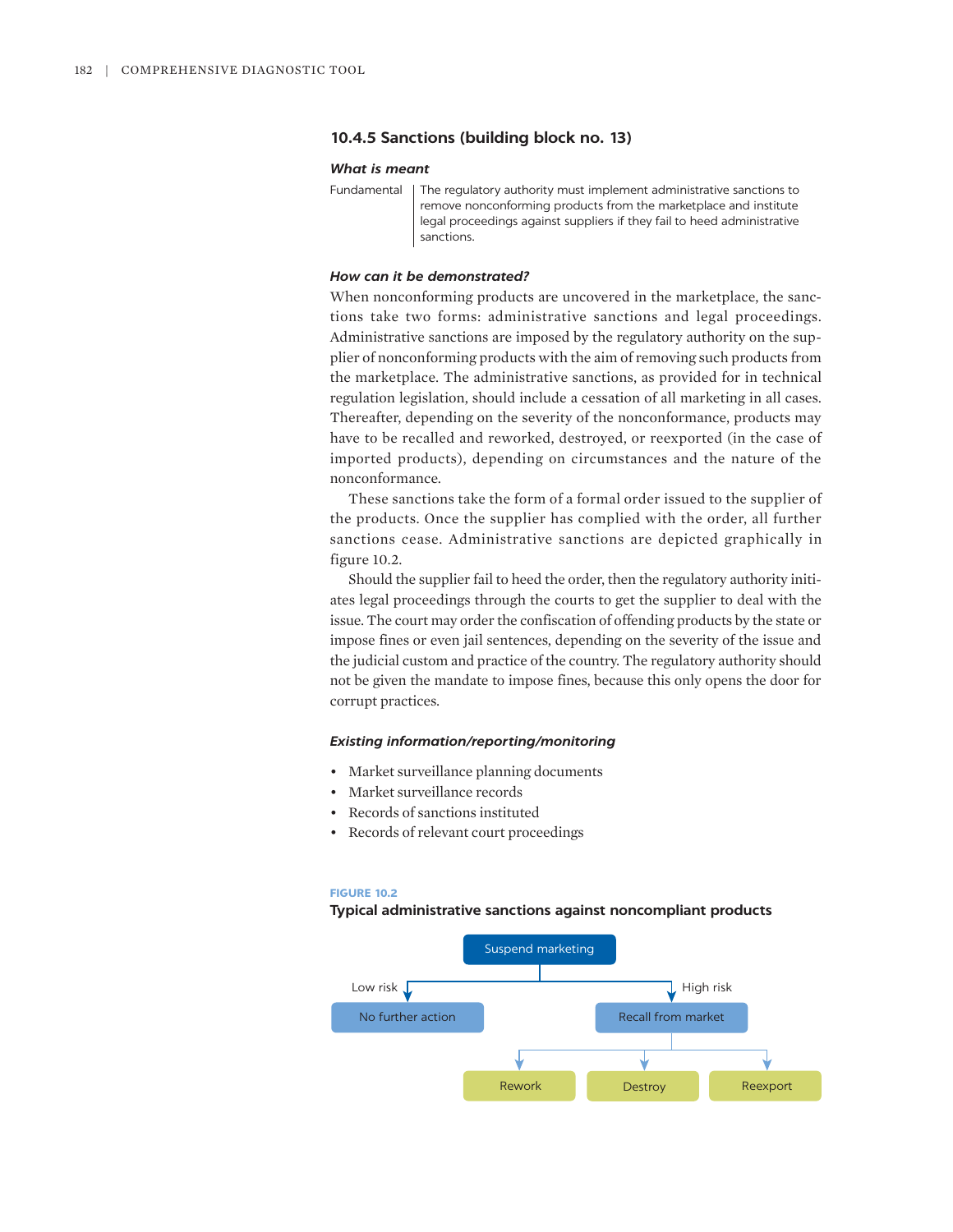### 10.4.5 Sanctions (building block no. 13)

#### *What is meant*

| | |
|---|---|
| Fundamental | The regulatory authority must implement administrative sanctions to remove nonconforming products from the marketplace and institute legal proceedings against suppliers if they fail to heed administrative sanctions. |

#### *How can it be demonstrated?*

When nonconforming products are uncovered in the marketplace, the sanctions take two forms: administrative sanctions and legal proceedings. Administrative sanctions are imposed by the regulatory authority on the supplier of nonconforming products with the aim of removing such products from the marketplace. The administrative sanctions, as provided for in technical regulation legislation, should include a cessation of all marketing in all cases. Thereafter, depending on the severity of the nonconformance, products may have to be recalled and reworked, destroyed, or reexported (in the case of imported products), depending on circumstances and the nature of the nonconformance.

These sanctions take the form of a formal order issued to the supplier of the products. Once the supplier has complied with the order, all further sanctions cease. Administrative sanctions are depicted graphically in figure 10.2.

Should the supplier fail to heed the order, then the regulatory authority initiates legal proceedings through the courts to get the supplier to deal with the issue. The court may order the confiscation of offending products by the state or impose fines or even jail sentences, depending on the severity of the issue and the judicial custom and practice of the country. The regulatory authority should not be given the mandate to impose fines, because this only opens the door for corrupt practices.

#### *Existing information/reporting/monitoring*

- Market surveillance planning documents
- Market surveillance records
- Records of sanctions instituted
- Records of relevant court proceedings

**FIGURE 10.2**

**Typical administrative sanctions against noncompliant products**

Suspend marketing
- Low risk → No further action
- High risk → Recall from market
  - Rework
  - Destroy
  - Reexport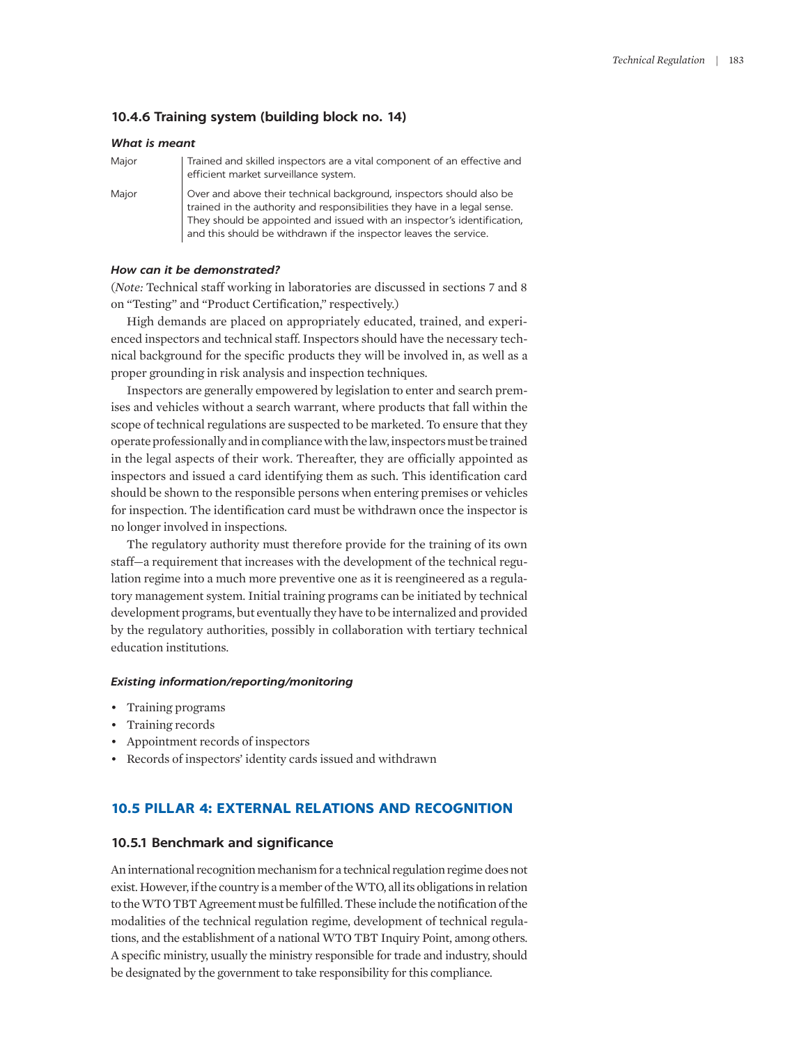### 10.4.6 Training system (building block no. 14)

#### *What is meant*

| | |
|---|---|
| Major | Trained and skilled inspectors are a vital component of an effective and efficient market surveillance system. |
| Major | Over and above their technical background, inspectors should also be trained in the authority and responsibilities they have in a legal sense. They should be appointed and issued with an inspector's identification, and this should be withdrawn if the inspector leaves the service. |

#### *How can it be demonstrated?*

(*Note:* Technical staff working in laboratories are discussed in sections 7 and 8 on "Testing" and "Product Certification," respectively.)

High demands are placed on appropriately educated, trained, and experienced inspectors and technical staff. Inspectors should have the necessary technical background for the specific products they will be involved in, as well as a proper grounding in risk analysis and inspection techniques.

Inspectors are generally empowered by legislation to enter and search premises and vehicles without a search warrant, where products that fall within the scope of technical regulations are suspected to be marketed. To ensure that they operate professionally and in compliance with the law, inspectors must be trained in the legal aspects of their work. Thereafter, they are officially appointed as inspectors and issued a card identifying them as such. This identification card should be shown to the responsible persons when entering premises or vehicles for inspection. The identification card must be withdrawn once the inspector is no longer involved in inspections.

The regulatory authority must therefore provide for the training of its own staff—a requirement that increases with the development of the technical regulation regime into a much more preventive one as it is reengineered as a regulatory management system. Initial training programs can be initiated by technical development programs, but eventually they have to be internalized and provided by the regulatory authorities, possibly in collaboration with tertiary technical education institutions.

#### *Existing information/reporting/monitoring*

- Training programs
- Training records
- Appointment records of inspectors
- Records of inspectors' identity cards issued and withdrawn

## 10.5 PILLAR 4: EXTERNAL RELATIONS AND RECOGNITION

### 10.5.1 Benchmark and significance

An international recognition mechanism for a technical regulation regime does not exist. However, if the country is a member of the WTO, all its obligations in relation to the WTO TBT Agreement must be fulfilled. These include the notification of the modalities of the technical regulation regime, development of technical regulations, and the establishment of a national WTO TBT Inquiry Point, among others. A specific ministry, usually the ministry responsible for trade and industry, should be designated by the government to take responsibility for this compliance.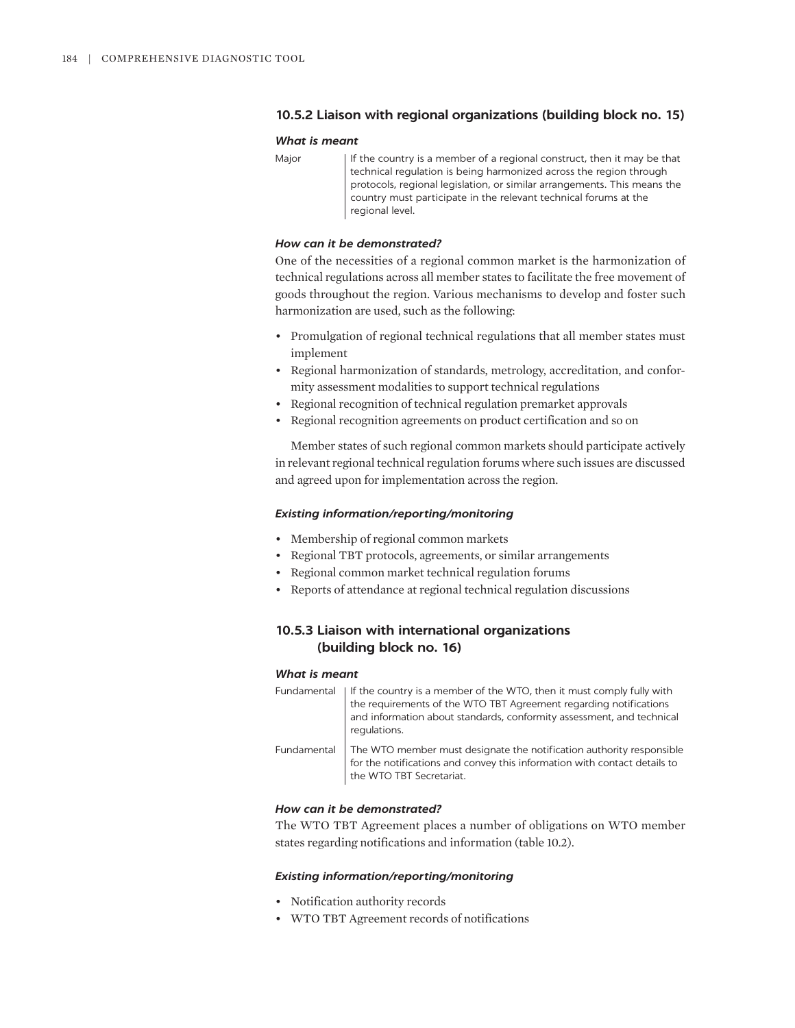### 10.5.2 Liaison with regional organizations (building block no. 15)

#### *What is meant*

| | |
|---|---|
| Major | If the country is a member of a regional construct, then it may be that technical regulation is being harmonized across the region through protocols, regional legislation, or similar arrangements. This means the country must participate in the relevant technical forums at the regional level. |

#### *How can it be demonstrated?*

One of the necessities of a regional common market is the harmonization of technical regulations across all member states to facilitate the free movement of goods throughout the region. Various mechanisms to develop and foster such harmonization are used, such as the following:

- Promulgation of regional technical regulations that all member states must implement
- Regional harmonization of standards, metrology, accreditation, and conformity assessment modalities to support technical regulations
- Regional recognition of technical regulation premarket approvals
- Regional recognition agreements on product certification and so on

Member states of such regional common markets should participate actively in relevant regional technical regulation forums where such issues are discussed and agreed upon for implementation across the region.

#### *Existing information/reporting/monitoring*

- Membership of regional common markets
- Regional TBT protocols, agreements, or similar arrangements
- Regional common market technical regulation forums
- Reports of attendance at regional technical regulation discussions

### 10.5.3 Liaison with international organizations (building block no. 16)

#### *What is meant*

| | |
|---|---|
| Fundamental | If the country is a member of the WTO, then it must comply fully with the requirements of the WTO TBT Agreement regarding notifications and information about standards, conformity assessment, and technical regulations. |
| Fundamental | The WTO member must designate the notification authority responsible for the notifications and convey this information with contact details to the WTO TBT Secretariat. |

#### *How can it be demonstrated?*

The WTO TBT Agreement places a number of obligations on WTO member states regarding notifications and information (table 10.2).

#### *Existing information/reporting/monitoring*

- Notification authority records
- WTO TBT Agreement records of notifications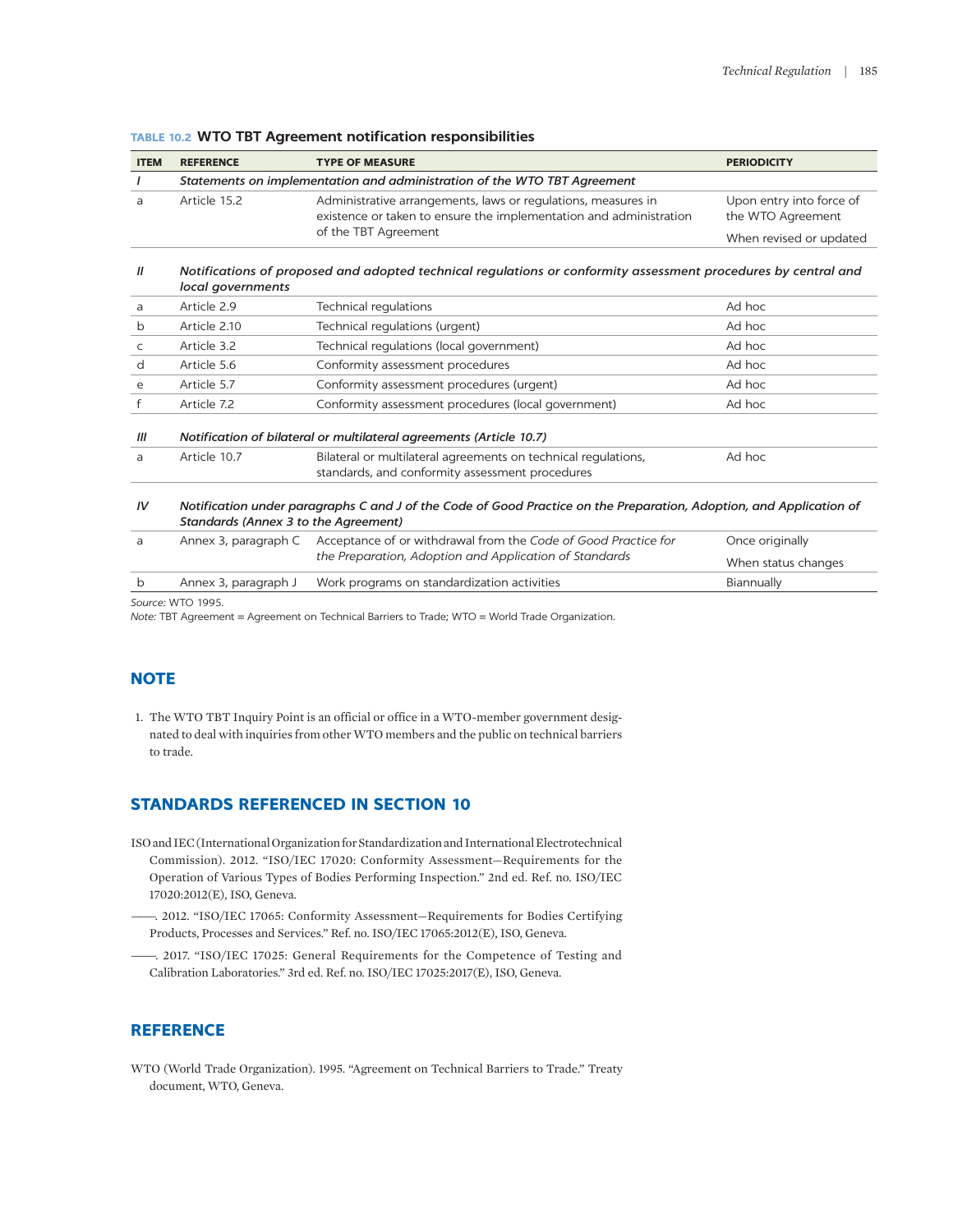**TABLE 10.2 WTO TBT Agreement notification responsibilities**

| ITEM | REFERENCE | TYPE OF MEASURE | PERIODICITY |
|---|---|---|---|
| *I* | *Statements on implementation and administration of the WTO TBT Agreement* | | |
| a | Article 15.2 | Administrative arrangements, laws or regulations, measures in existence or taken to ensure the implementation and administration of the TBT Agreement | Upon entry into force of the WTO Agreement<br>When revised or updated |
| *II* | *Notifications of proposed and adopted technical regulations or conformity assessment procedures by central and local governments* | | |
| a | Article 2.9 | Technical regulations | Ad hoc |
| b | Article 2.10 | Technical regulations (urgent) | Ad hoc |
| c | Article 3.2 | Technical regulations (local government) | Ad hoc |
| d | Article 5.6 | Conformity assessment procedures | Ad hoc |
| e | Article 5.7 | Conformity assessment procedures (urgent) | Ad hoc |
| f | Article 7.2 | Conformity assessment procedures (local government) | Ad hoc |
| *III* | *Notification of bilateral or multilateral agreements (Article 10.7)* | | |
| a | Article 10.7 | Bilateral or multilateral agreements on technical regulations, standards, and conformity assessment procedures | Ad hoc |
| *IV* | *Notification under paragraphs C and J of the Code of Good Practice on the Preparation, Adoption, and Application of Standards (Annex 3 to the Agreement)* | | |
| a | Annex 3, paragraph C | Acceptance of or withdrawal from the *Code of Good Practice for the Preparation, Adoption and Application of Standards* | Once originally<br>When status changes |
| b | Annex 3, paragraph J | Work programs on standardization activities | Biannually |

*Source:* WTO 1995.
*Note:* TBT Agreement = Agreement on Technical Barriers to Trade; WTO = World Trade Organization.

## NOTE

1. The WTO TBT Inquiry Point is an official or office in a WTO-member government designated to deal with inquiries from other WTO members and the public on technical barriers to trade.

## STANDARDS REFERENCED IN SECTION 10

ISO and IEC (International Organization for Standardization and International Electrotechnical Commission). 2012. "ISO/IEC 17020: Conformity Assessment—Requirements for the Operation of Various Types of Bodies Performing Inspection." 2nd ed. Ref. no. ISO/IEC 17020:2012(E), ISO, Geneva.

———. 2012. "ISO/IEC 17065: Conformity Assessment—Requirements for Bodies Certifying Products, Processes and Services." Ref. no. ISO/IEC 17065:2012(E), ISO, Geneva.

———. 2017. "ISO/IEC 17025: General Requirements for the Competence of Testing and Calibration Laboratories." 3rd ed. Ref. no. ISO/IEC 17025:2017(E), ISO, Geneva.

## REFERENCE

WTO (World Trade Organization). 1995. "Agreement on Technical Barriers to Trade." Treaty document, WTO, Geneva.